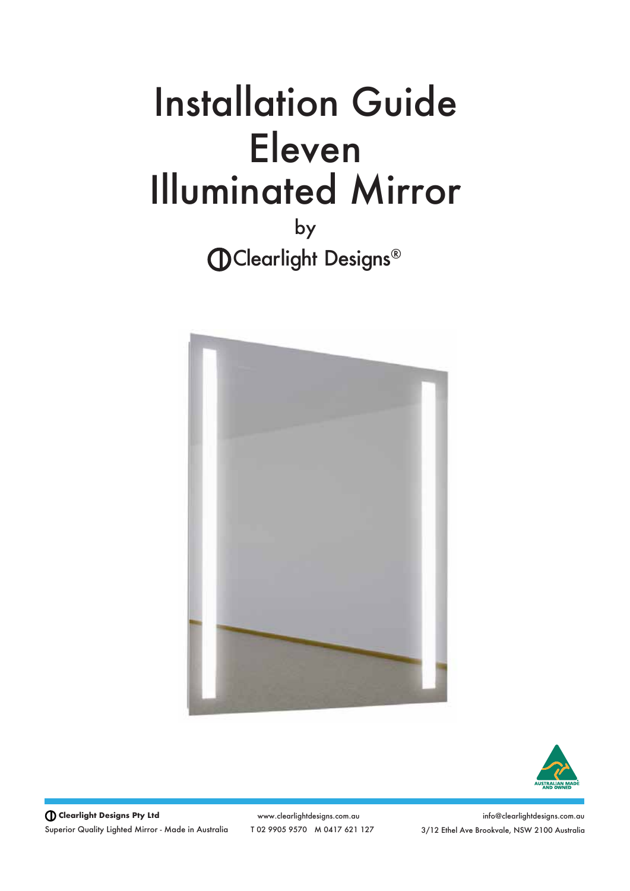# Installation Guide
# Eleven
# Illuminated Mirror

by

Clearlight Designs®

**Clearlight Designs Pty Ltd**

Superior Quality Lighted Mirror - Made in Australia

www.clearlightdesigns.com.au

T 02 9905 9570 M 0417 621 127

info@clearlightdesigns.com.au

3/12 Ethel Ave Brookvale, NSW 2100 Australia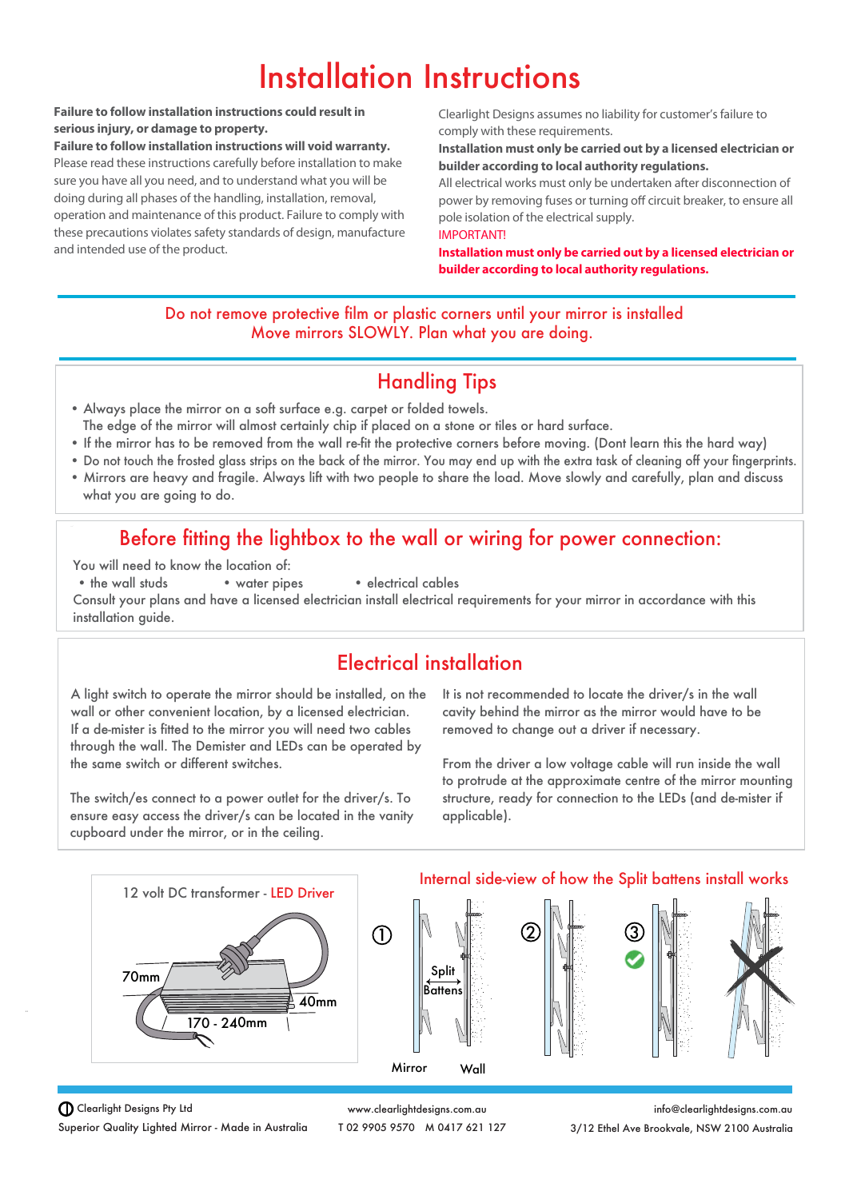# Installation Instructions

**Failure to follow installation instructions could result in serious injury, or damage to property.**
**Failure to follow installation instructions will void warranty.**
Please read these instructions carefully before installation to make sure you have all you need, and to understand what you will be doing during all phases of the handling, installation, removal, operation and maintenance of this product. Failure to comply with these precautions violates safety standards of design, manufacture and intended use of the product.

Clearlight Designs assumes no liability for customer's failure to comply with these requirements.
**Installation must only be carried out by a licensed electrician or builder according to local authority regulations.**
All electrical works must only be undertaken after disconnection of power by removing fuses or turning off circuit breaker, to ensure all pole isolation of the electrical supply.
IMPORTANT!
**Installation must only be carried out by a licensed electrician or builder according to local authority regulations.**

Do not remove protective film or plastic corners until your mirror is installed
Move mirrors SLOWLY. Plan what you are doing.

## Handling Tips

- Always place the mirror on a soft surface e.g. carpet or folded towels.
  The edge of the mirror will almost certainly chip if placed on a stone or tiles or hard surface.
- If the mirror has to be removed from the wall re-fit the protective corners before moving. (Dont learn this the hard way)
- Do not touch the frosted glass strips on the back of the mirror. You may end up with the extra task of cleaning off your fingerprints.
- Mirrors are heavy and fragile. Always lift with two people to share the load. Move slowly and carefully, plan and discuss what you are going to do.

## Before fitting the lightbox to the wall or wiring for power connection:

You will need to know the location of:

- the wall studs
- water pipes
- electrical cables

Consult your plans and have a licensed electrician install electrical requirements for your mirror in accordance with this installation guide.

## Electrical installation

A light switch to operate the mirror should be installed, on the wall or other convenient location, by a licensed electrician. If a de-mister is fitted to the mirror you will need two cables through the wall. The Demister and LEDs can be operated by the same switch or different switches.

The switch/es connect to a power outlet for the driver/s. To ensure easy access the driver/s can be located in the vanity cupboard under the mirror, or in the ceiling.

It is not recommended to locate the driver/s in the wall cavity behind the mirror as the mirror would have to be removed to change out a driver if necessary.

From the driver a low voltage cable will run inside the wall to protrude at the approximate centre of the mirror mounting structure, ready for connection to the LEDs (and de-mister if applicable).

12 volt DC transformer - LED Driver

70mm
40mm
170 - 240mm

Internal side-view of how the Split battens install works

① Split Battens ② ③

Mirror Wall

Clearlight Designs Pty Ltd
Superior Quality Lighted Mirror - Made in Australia

www.clearlightdesigns.com.au
T 02 9905 9570 M 0417 621 127

info@clearlightdesigns.com.au
3/12 Ethel Ave Brookvale, NSW 2100 Australia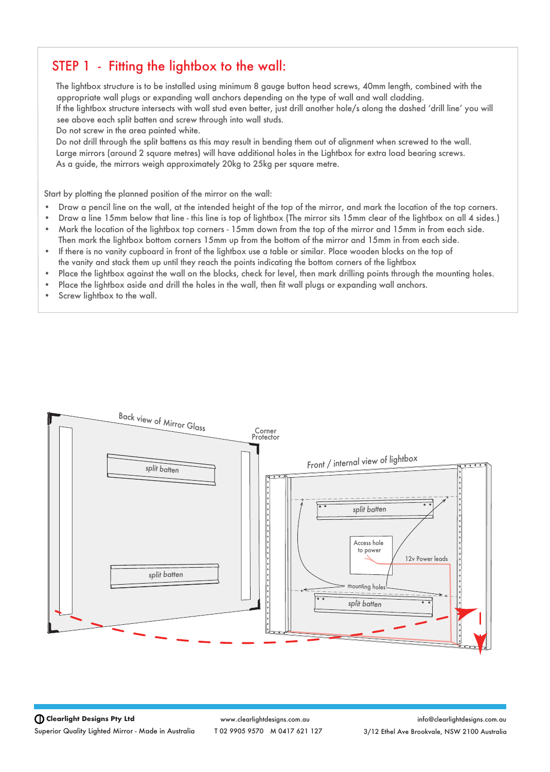## STEP 1 - Fitting the lightbox to the wall:

The lightbox structure is to be installed using minimum 8 gauge button head screws, 40mm length, combined with the appropriate wall plugs or expanding wall anchors depending on the type of wall and wall cladding.
If the lightbox structure intersects with wall stud even better, just drill another hole/s along the dashed 'drill line' you will see above each split batten and screw through into wall studs.
Do not screw in the area painted white.
Do not drill through the split battens as this may result in bending them out of alignment when screwed to the wall.
Large mirrors (around 2 square metres) will have additional holes in the Lightbox for extra load bearing screws.
As a guide, the mirrors weigh approximately 20kg to 25kg per square metre.

Start by plotting the planned position of the mirror on the wall:

- Draw a pencil line on the wall, at the intended height of the top of the mirror, and mark the location of the top corners.
- Draw a line 15mm below that line - this line is top of lightbox (The mirror sits 15mm clear of the lightbox on all 4 sides.)
- Mark the location of the lightbox top corners - 15mm down from the top of the mirror and 15mm in from each side. Then mark the lightbox bottom corners 15mm up from the bottom of the mirror and 15mm in from each side.
- If there is no vanity cupboard in front of the lightbox use a table or similar. Place wooden blocks on the top of the vanity and stack them up until they reach the points indicating the bottom corners of the lightbox
- Place the lightbox against the wall on the blocks, check for level, then mark drilling points through the mounting holes.
- Place the lightbox aside and drill the holes in the wall, then fit wall plugs or expanding wall anchors.
- Screw lightbox to the wall.

Back view of Mirror Glass

Corner Protector

split batten

split batten

Front / internal view of lightbox

split batten

Access hole to power

12v Power leads

mounting holes

split batten

**Clearlight Designs Pty Ltd**
Superior Quality Lighted Mirror - Made in Australia

www.clearlightdesigns.com.au
T 02 9905 9570 M 0417 621 127

info@clearlightdesigns.com.au
3/12 Ethel Ave Brookvale, NSW 2100 Australia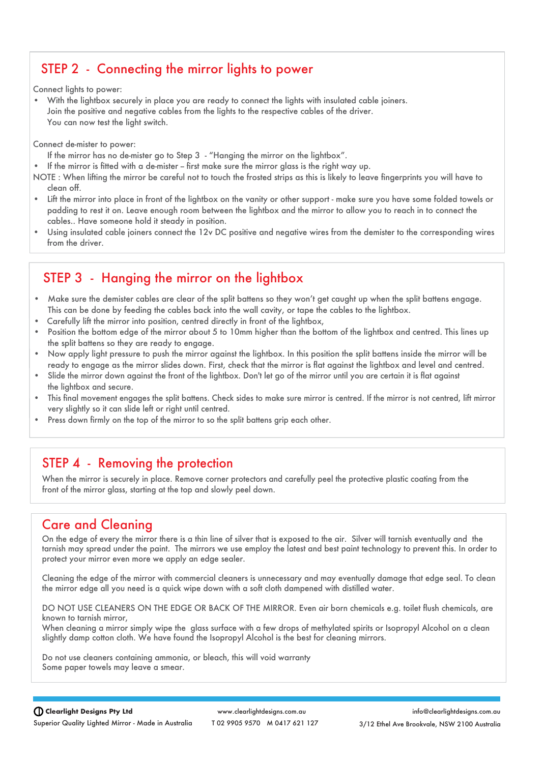## STEP 2 - Connecting the mirror lights to power

Connect lights to power:

- With the lightbox securely in place you are ready to connect the lights with insulated cable joiners. Join the positive and negative cables from the lights to the respective cables of the driver. You can now test the light switch.

Connect de-mister to power:

If the mirror has no de-mister go to Step 3 - "Hanging the mirror on the lightbox".

- If the mirror is fitted with a de-mister – first make sure the mirror glass is the right way up.

NOTE : When lifting the mirror be careful not to touch the frosted strips as this is likely to leave fingerprints you will have to clean off.

- Lift the mirror into place in front of the lightbox on the vanity or other support - make sure you have some folded towels or padding to rest it on. Leave enough room between the lightbox and the mirror to allow you to reach in to connect the cables.. Have someone hold it steady in position.
- Using insulated cable joiners connect the 12v DC positive and negative wires from the demister to the corresponding wires from the driver.

## STEP 3 - Hanging the mirror on the lightbox

- Make sure the demister cables are clear of the split battens so they won't get caught up when the split battens engage. This can be done by feeding the cables back into the wall cavity, or tape the cables to the lightbox.
- Carefully lift the mirror into position, centred directly in front of the lightbox,
- Position the bottom edge of the mirror about 5 to 10mm higher than the bottom of the lightbox and centred. This lines up the split battens so they are ready to engage.
- Now apply light pressure to push the mirror against the lightbox. In this position the split battens inside the mirror will be ready to engage as the mirror slides down. First, check that the mirror is flat against the lightbox and level and centred.
- Slide the mirror down against the front of the lightbox. Don't let go of the mirror until you are certain it is flat against the lightbox and secure.
- This final movement engages the split battens. Check sides to make sure mirror is centred. If the mirror is not centred, lift mirror very slightly so it can slide left or right until centred.
- Press down firmly on the top of the mirror to so the split battens grip each other.

## STEP 4 - Removing the protection

When the mirror is securely in place. Remove corner protectors and carefully peel the protective plastic coating from the front of the mirror glass, starting at the top and slowly peel down.

## Care and Cleaning

On the edge of every the mirror there is a thin line of silver that is exposed to the air. Silver will tarnish eventually and the tarnish may spread under the paint. The mirrors we use employ the latest and best paint technology to prevent this. In order to protect your mirror even more we apply an edge sealer.

Cleaning the edge of the mirror with commercial cleaners is unnecessary and may eventually damage that edge seal. To clean the mirror edge all you need is a quick wipe down with a soft cloth dampened with distilled water.

DO NOT USE CLEANERS ON THE EDGE OR BACK OF THE MIRROR. Even air born chemicals e.g. toilet flush chemicals, are known to tarnish mirror,
When cleaning a mirror simply wipe the glass surface with a few drops of methylated spirits or Isopropyl Alcohol on a clean slightly damp cotton cloth. We have found the Isopropyl Alcohol is the best for cleaning mirrors.

Do not use cleaners containing ammonia, or bleach, this will void warranty
Some paper towels may leave a smear.

**Clearlight Designs Pty Ltd**
Superior Quality Lighted Mirror - Made in Australia

www.clearlightdesigns.com.au
T 02 9905 9570 M 0417 621 127

info@clearlightdesigns.com.au
3/12 Ethel Ave Brookvale, NSW 2100 Australia